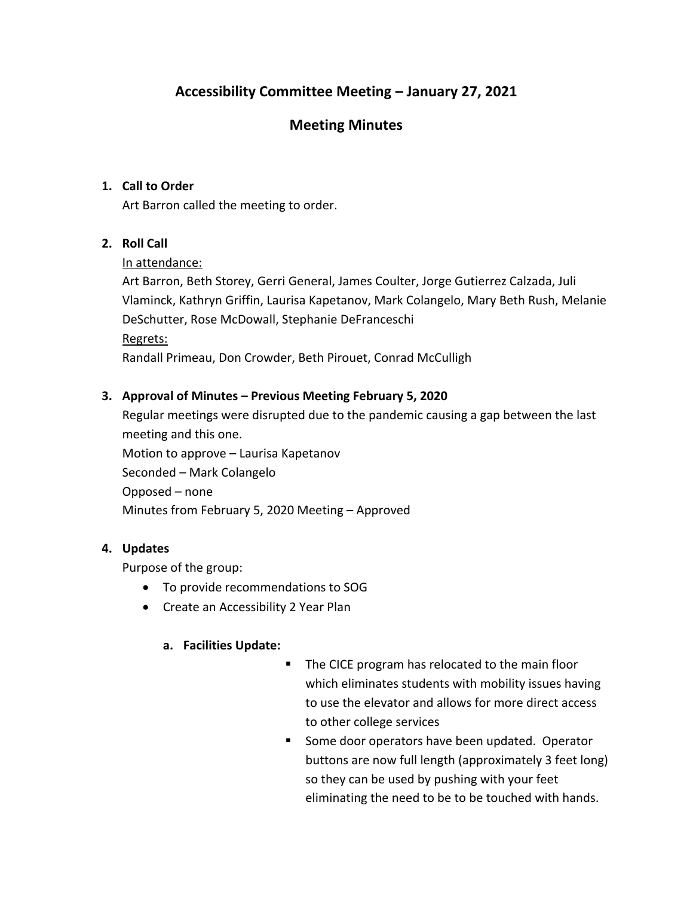# Accessibility Committee Meeting – January 27, 2021

## Meeting Minutes

1. **Call to Order**

   Art Barron called the meeting to order.

2. **Roll Call**

   In attendance:

   Art Barron, Beth Storey, Gerri General, James Coulter, Jorge Gutierrez Calzada, Juli Vlaminck, Kathryn Griffin, Laurisa Kapetanov, Mark Colangelo, Mary Beth Rush, Melanie DeSchutter, Rose McDowall, Stephanie DeFranceschi

   Regrets:

   Randall Primeau, Don Crowder, Beth Pirouet, Conrad McCulligh

3. **Approval of Minutes – Previous Meeting February 5, 2020**

   Regular meetings were disrupted due to the pandemic causing a gap between the last meeting and this one.

   Motion to approve – Laurisa Kapetanov

   Seconded – Mark Colangelo

   Opposed – none

   Minutes from February 5, 2020 Meeting – Approved

4. **Updates**

   Purpose of the group:

   - To provide recommendations to SOG
   - Create an Accessibility 2 Year Plan

   a. **Facilities Update:**

      - The CICE program has relocated to the main floor which eliminates students with mobility issues having to use the elevator and allows for more direct access to other college services
      - Some door operators have been updated. Operator buttons are now full length (approximately 3 feet long) so they can be used by pushing with your feet eliminating the need to be to be touched with hands.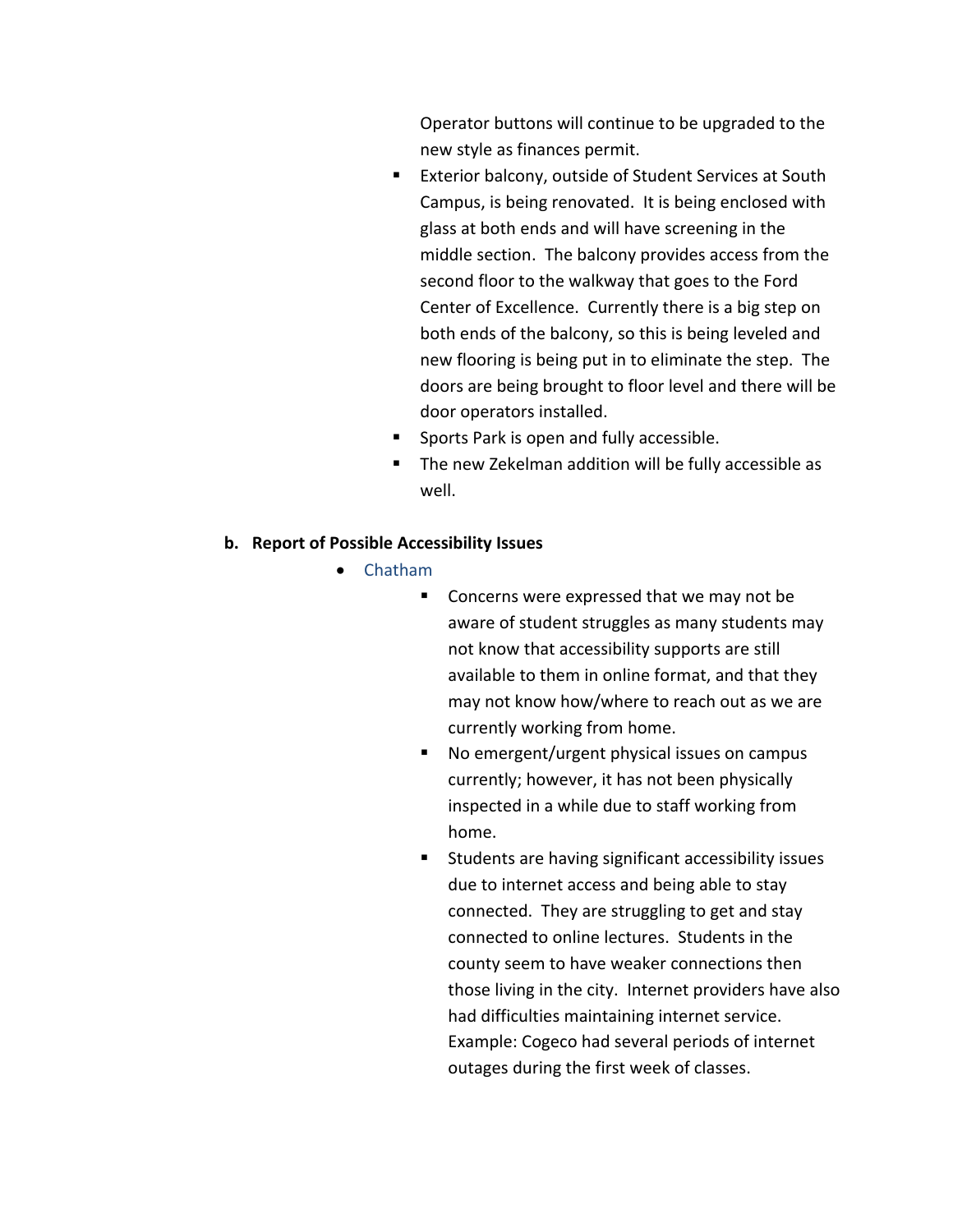Operator buttons will continue to be upgraded to the new style as finances permit.

  - Exterior balcony, outside of Student Services at South Campus, is being renovated. It is being enclosed with glass at both ends and will have screening in the middle section. The balcony provides access from the second floor to the walkway that goes to the Ford Center of Excellence. Currently there is a big step on both ends of the balcony, so this is being leveled and new flooring is being put in to eliminate the step. The doors are being brought to floor level and there will be door operators installed.
  - Sports Park is open and fully accessible.
  - The new Zekelman addition will be fully accessible as well.

**b. Report of Possible Accessibility Issues**

- Chatham
  - Concerns were expressed that we may not be aware of student struggles as many students may not know that accessibility supports are still available to them in online format, and that they may not know how/where to reach out as we are currently working from home.
  - No emergent/urgent physical issues on campus currently; however, it has not been physically inspected in a while due to staff working from home.
  - Students are having significant accessibility issues due to internet access and being able to stay connected. They are struggling to get and stay connected to online lectures. Students in the county seem to have weaker connections then those living in the city. Internet providers have also had difficulties maintaining internet service. Example: Cogeco had several periods of internet outages during the first week of classes.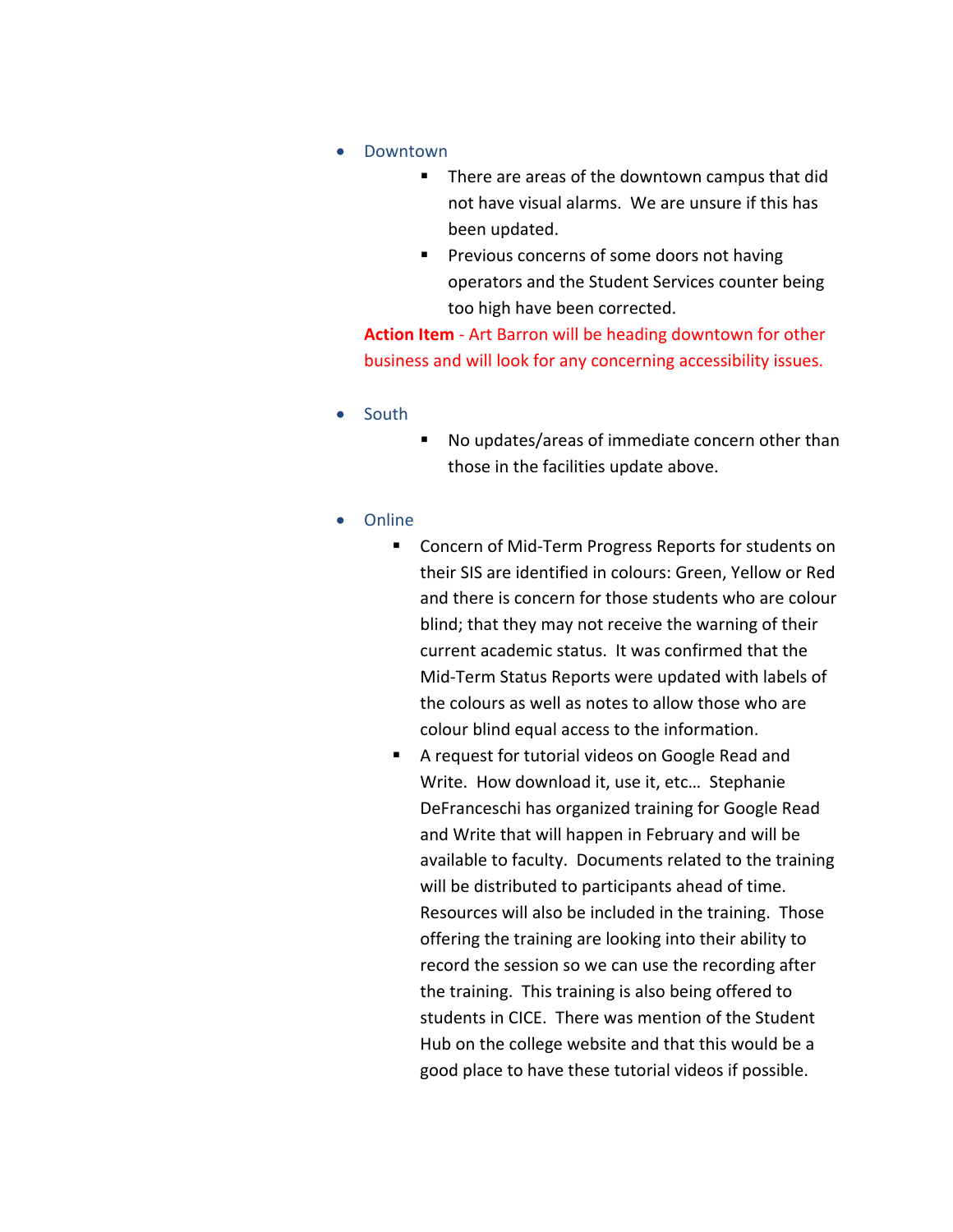- Downtown
    - There are areas of the downtown campus that did not have visual alarms. We are unsure if this has been updated.
    - Previous concerns of some doors not having operators and the Student Services counter being too high have been corrected.

  **Action Item** - Art Barron will be heading downtown for other business and will look for any concerning accessibility issues.

- South
    - No updates/areas of immediate concern other than those in the facilities update above.

- Online
    - Concern of Mid-Term Progress Reports for students on their SIS are identified in colours: Green, Yellow or Red and there is concern for those students who are colour blind; that they may not receive the warning of their current academic status. It was confirmed that the Mid-Term Status Reports were updated with labels of the colours as well as notes to allow those who are colour blind equal access to the information.
    - A request for tutorial videos on Google Read and Write. How download it, use it, etc… Stephanie DeFranceschi has organized training for Google Read and Write that will happen in February and will be available to faculty. Documents related to the training will be distributed to participants ahead of time. Resources will also be included in the training. Those offering the training are looking into their ability to record the session so we can use the recording after the training. This training is also being offered to students in CICE. There was mention of the Student Hub on the college website and that this would be a good place to have these tutorial videos if possible.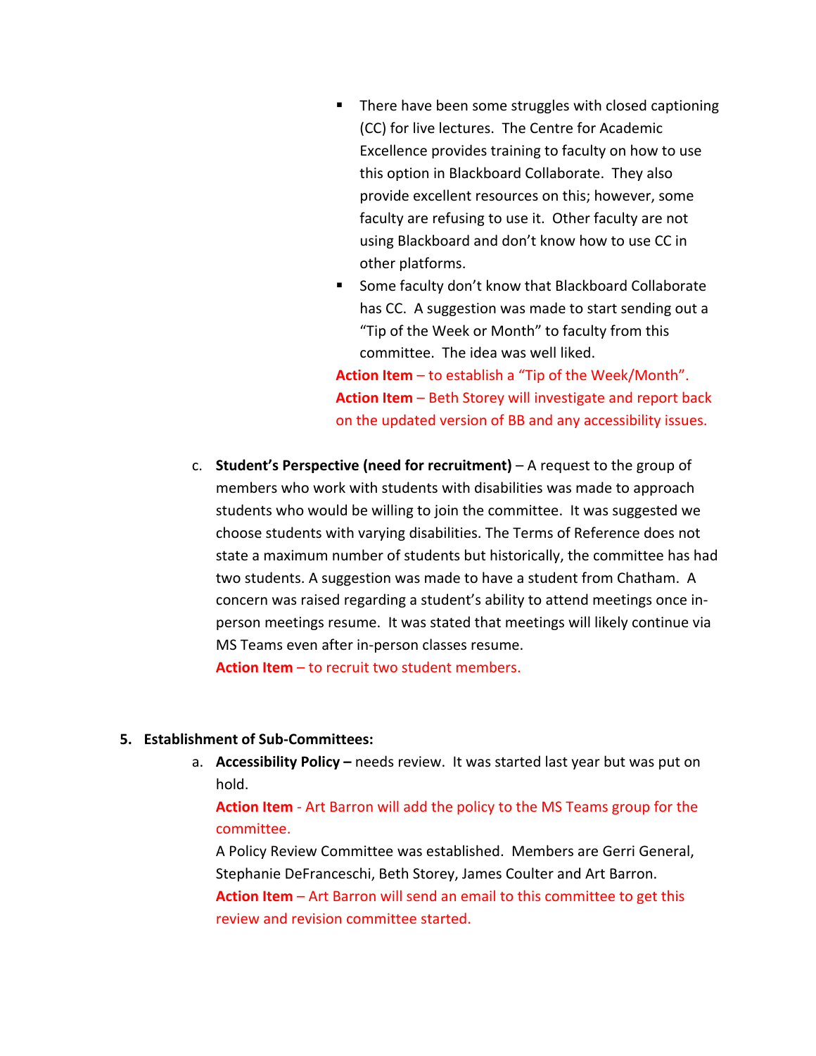- There have been some struggles with closed captioning (CC) for live lectures. The Centre for Academic Excellence provides training to faculty on how to use this option in Blackboard Collaborate. They also provide excellent resources on this; however, some faculty are refusing to use it. Other faculty are not using Blackboard and don't know how to use CC in other platforms.
   - Some faculty don't know that Blackboard Collaborate has CC. A suggestion was made to start sending out a "Tip of the Week or Month" to faculty from this committee. The idea was well liked.

   **Action Item** – to establish a "Tip of the Week/Month".
   **Action Item** – Beth Storey will investigate and report back on the updated version of BB and any accessibility issues.

c. **Student's Perspective (need for recruitment)** – A request to the group of members who work with students with disabilities was made to approach students who would be willing to join the committee. It was suggested we choose students with varying disabilities. The Terms of Reference does not state a maximum number of students but historically, the committee has had two students. A suggestion was made to have a student from Chatham. A concern was raised regarding a student's ability to attend meetings once in-person meetings resume. It was stated that meetings will likely continue via MS Teams even after in-person classes resume.
   **Action Item** – to recruit two student members.

5. **Establishment of Sub-Committees:**
   a. **Accessibility Policy –** needs review. It was started last year but was put on hold.
      **Action Item** - Art Barron will add the policy to the MS Teams group for the committee.
      A Policy Review Committee was established. Members are Gerri General, Stephanie DeFranceschi, Beth Storey, James Coulter and Art Barron.
      **Action Item** – Art Barron will send an email to this committee to get this review and revision committee started.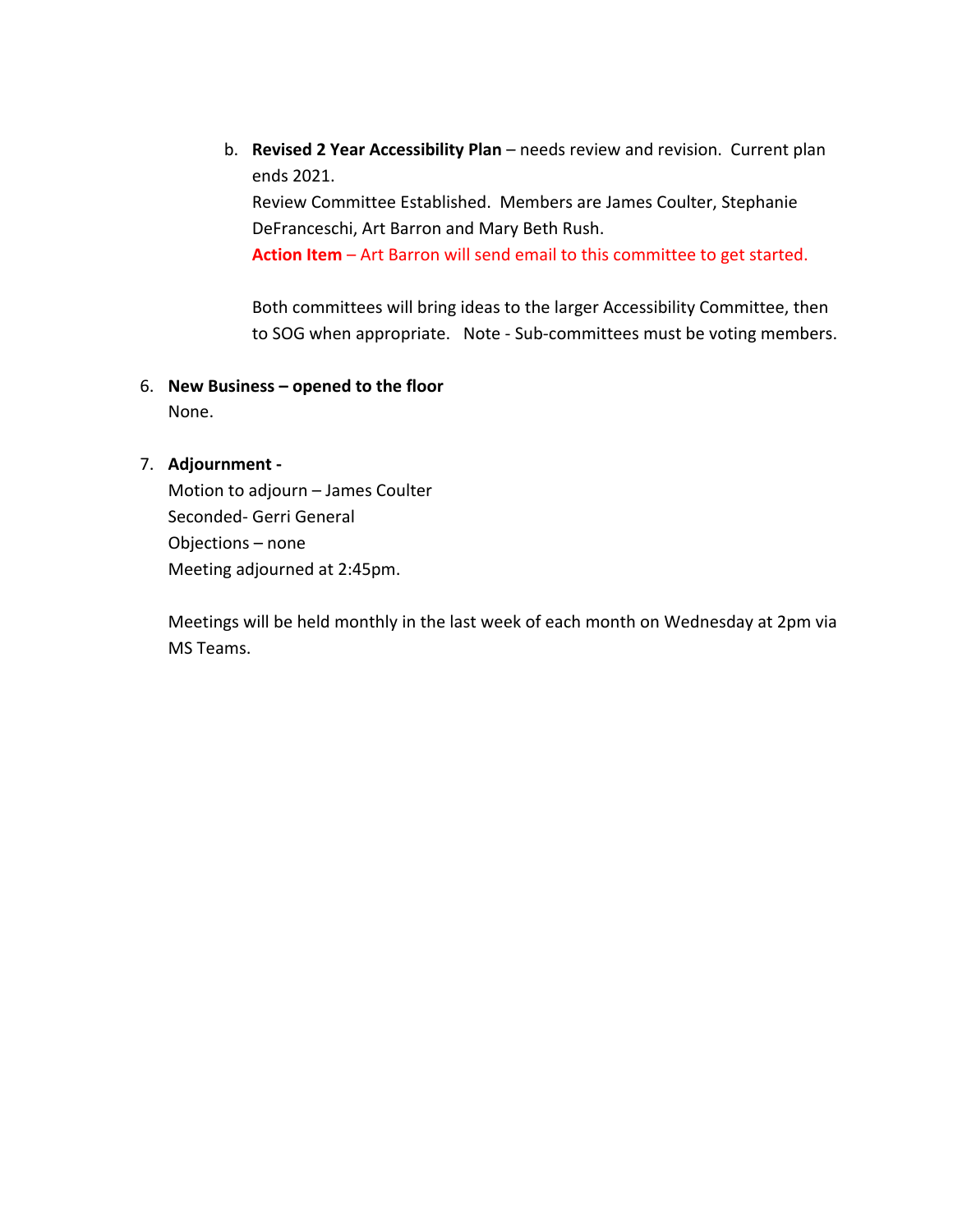b. **Revised 2 Year Accessibility Plan** – needs review and revision. Current plan ends 2021.
   Review Committee Established. Members are James Coulter, Stephanie DeFranceschi, Art Barron and Mary Beth Rush.
   **Action Item** – Art Barron will send email to this committee to get started.

   Both committees will bring ideas to the larger Accessibility Committee, then to SOG when appropriate. Note - Sub-committees must be voting members.

6. **New Business – opened to the floor**
   None.

7. **Adjournment -**
   Motion to adjourn – James Coulter
   Seconded- Gerri General
   Objections – none
   Meeting adjourned at 2:45pm.

   Meetings will be held monthly in the last week of each month on Wednesday at 2pm via MS Teams.